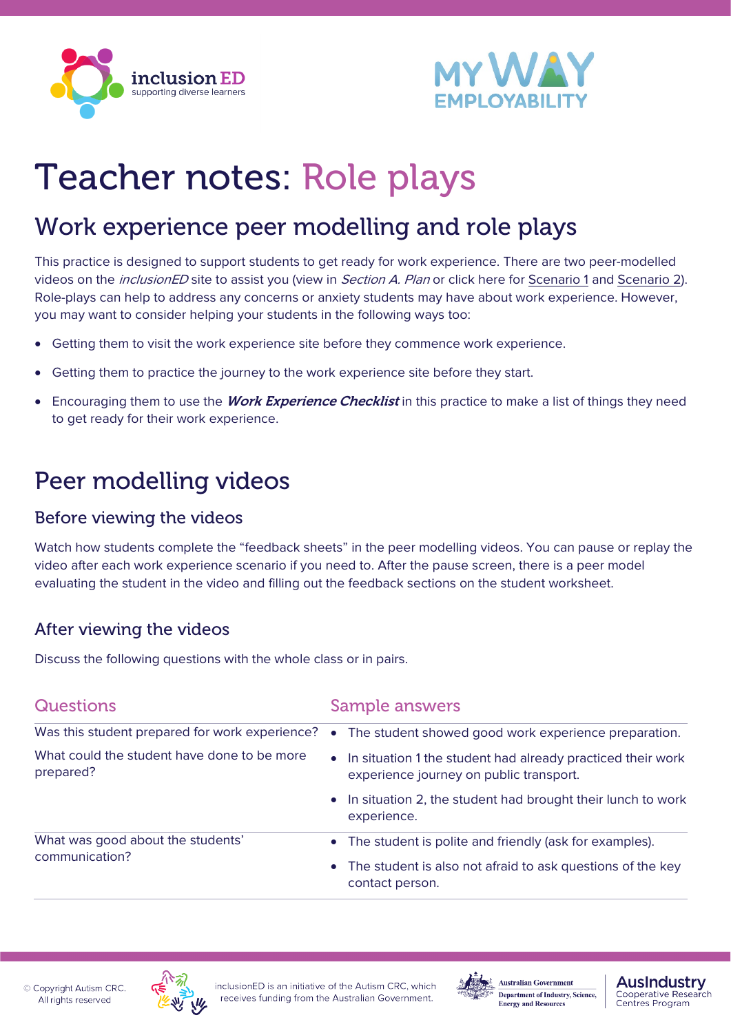# Teacher notes: Role plays

## Work experience peer modelling and role plays

This practice is designed to support students to get ready for work experience. There are two peer-modelled videos on the *inclusionED* site to assist you (view in *Section A. Plan* or click here for Scenario 1 and Scenario 2). Role-plays can help to address any concerns or anxiety students may have about work experience. However, you may want to consider helping your students in the following ways too:

- Getting them to visit the work experience site before they commence work experience.
- Getting them to practice the journey to the work experience site before they start.
- Encouraging them to use the ***Work Experience Checklist*** in this practice to make a list of things they need to get ready for their work experience.

## Peer modelling videos

### Before viewing the videos

Watch how students complete the "feedback sheets" in the peer modelling videos. You can pause or replay the video after each work experience scenario if you need to. After the pause screen, there is a peer model evaluating the student in the video and filling out the feedback sections on the student worksheet.

### After viewing the videos

Discuss the following questions with the whole class or in pairs.

| Questions | Sample answers |
| --- | --- |
| Was this student prepared for work experience?<br><br>What could the student have done to be more prepared? | • The student showed good work experience preparation.<br>• In situation 1 the student had already practiced their work experience journey on public transport.<br>• In situation 2, the student had brought their lunch to work experience. |
| What was good about the students' communication? | • The student is polite and friendly (ask for examples).<br>• The student is also not afraid to ask questions of the key contact person. |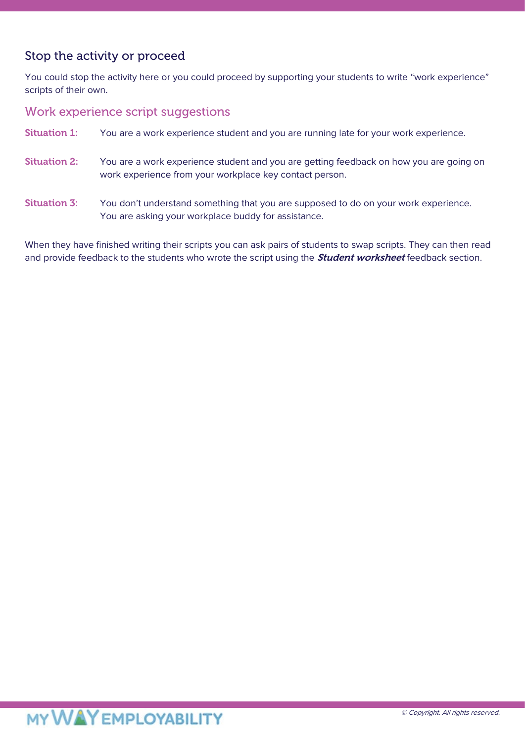## Stop the activity or proceed

You could stop the activity here or you could proceed by supporting your students to write “work experience” scripts of their own.

### Work experience script suggestions

**Situation 1:** You are a work experience student and you are running late for your work experience.

**Situation 2:** You are a work experience student and you are getting feedback on how you are going on work experience from your workplace key contact person.

**Situation 3:** You don’t understand something that you are supposed to do on your work experience. You are asking your workplace buddy for assistance.

When they have finished writing their scripts you can ask pairs of students to swap scripts. They can then read and provide feedback to the students who wrote the script using the ***Student worksheet*** feedback section.